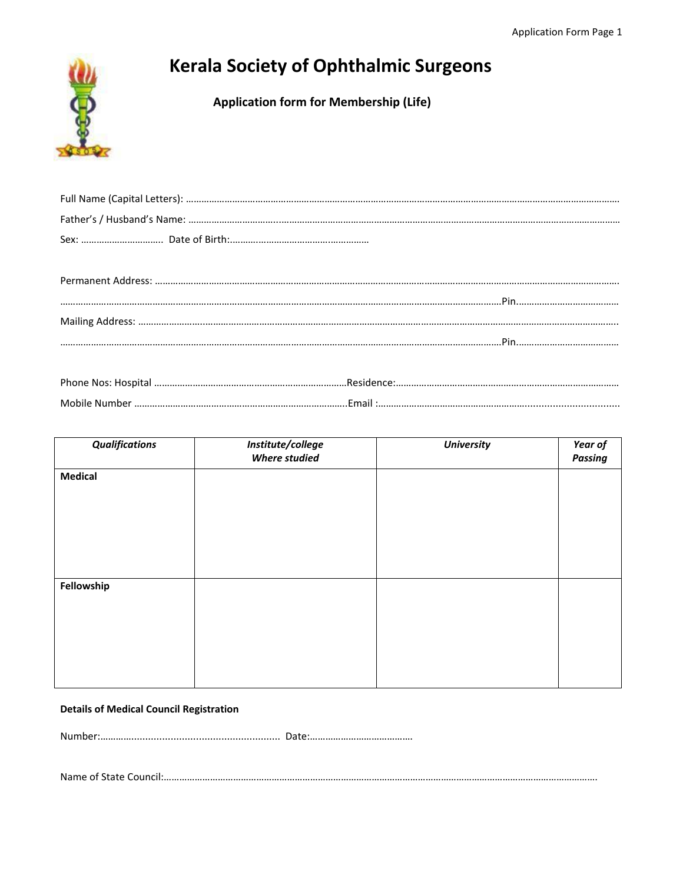# Kerala Society of Ophthalmic Surgeons

## Application form for Membership (Life)

Full Name (Capital Letters): ……………………………………………………………………………………………………………………………………………

Father's / Husband's Name: ……………………………………………………………………………………………………………………………………………

Sex: ………………………….. Date of Birth:……………………………………………

Permanent Address: ……………………………………………………………………………………………………………………………………………………

……………………………………………………………………………………………………………………………………………………Pin……………………………….

Mailing Address: ………………………………………………………………………………………………………………………………………………………..

……………………………………………………………………………………………………………………………………………………Pin……………………………….

Phone Nos: Hospital ……………………………………………………………Residence:……………………………………………………………………………

Mobile Number ………………………………………………………………………..Email :………………………………………………...........................

| *Qualifications* | *Institute/college Where studied* | *University* | *Year of Passing* |
|---|---|---|---|
| **Medical** | | | |
| **Fellowship** | | | |

**Details of Medical Council Registration**

Number:……….......................................................... Date:…………………………………

Name of State Council:…………………………………………………………………………………………………………………………………………….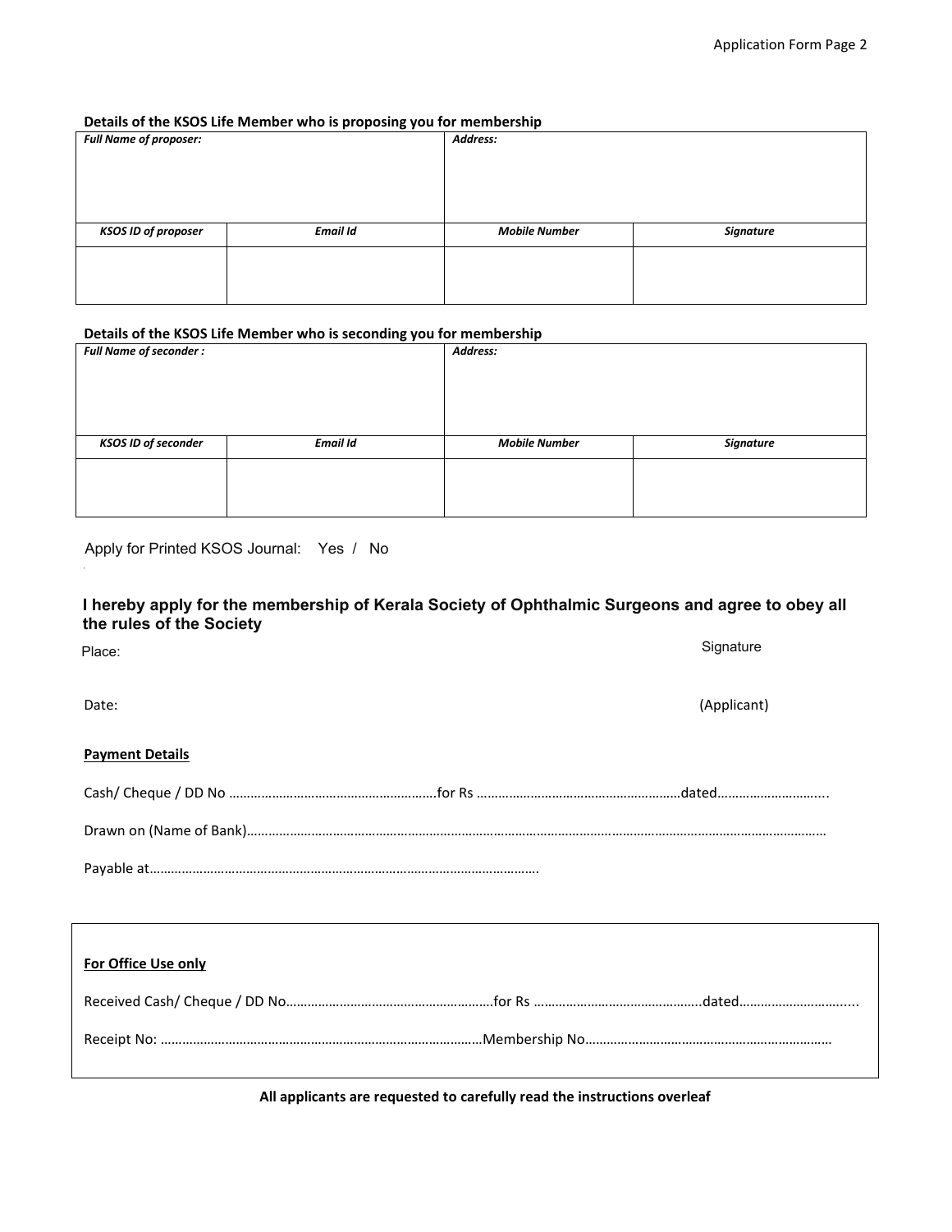**Details of the KSOS Life Member who is proposing you for membership**

| ***Full Name of proposer:*** | | ***Address:*** | |
|---|---|---|---|
| ***KSOS ID of proposer*** | ***Email Id*** | ***Mobile Number*** | ***Signature*** |
| | | | |

**Details of the KSOS Life Member who is seconding you for membership**

| ***Full Name of seconder :*** | | ***Address:*** | |
|---|---|---|---|
| ***KSOS ID of seconder*** | ***Email Id*** | ***Mobile Number*** | ***Signature*** |
| | | | |

Apply for Printed KSOS Journal: Yes / No

**I hereby apply for the membership of Kerala Society of Ophthalmic Surgeons and agree to obey all the rules of the Society**

Place: Signature

Date: (Applicant)

**Payment Details**

Cash/ Cheque / DD No ………………………………………………….for Rs …………………………………………………dated………………………...

Drawn on (Name of Bank)…………………………………………………………………………………………………………………………………………

Payable at…………………………………………………………………………………………….

**For Office Use only**

Received Cash/ Cheque / DD No………………………………………………….for Rs ………………………………………..dated…………………………...

Receipt No: ……………………………………………………………………………….Membership No……………………………………………………………

**All applicants are requested to carefully read the instructions overleaf**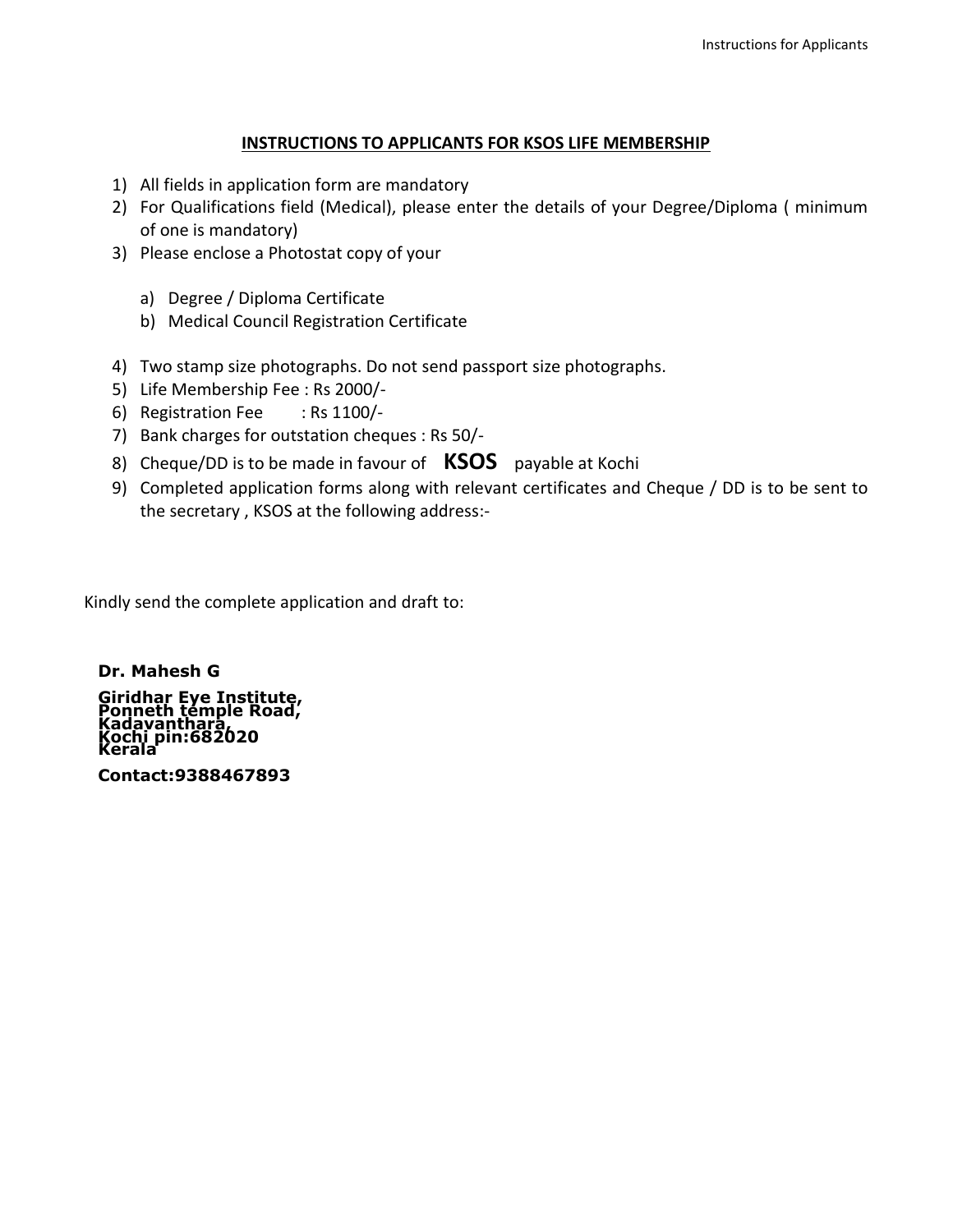## INSTRUCTIONS TO APPLICANTS FOR KSOS LIFE MEMBERSHIP

1) All fields in application form are mandatory
2) For Qualifications field (Medical), please enter the details of your Degree/Diploma ( minimum of one is mandatory)
3) Please enclose a Photostat copy of your

    a) Degree / Diploma Certificate
    b) Medical Council Registration Certificate

4) Two stamp size photographs. Do not send passport size photographs.
5) Life Membership Fee : Rs 2000/-
6) Registration Fee : Rs 1100/-
7) Bank charges for outstation cheques : Rs 50/-
8) Cheque/DD is to be made in favour of **KSOS** payable at Kochi
9) Completed application forms along with relevant certificates and Cheque / DD is to be sent to the secretary , KSOS at the following address:-

Kindly send the complete application and draft to:

**Dr. Mahesh G**

**Giridhar Eye Institute,**
**Ponneth temple Road,**
**Kadavanthara,**
**Kochi pin:682020**
**Kerala**

**Contact:9388467893**